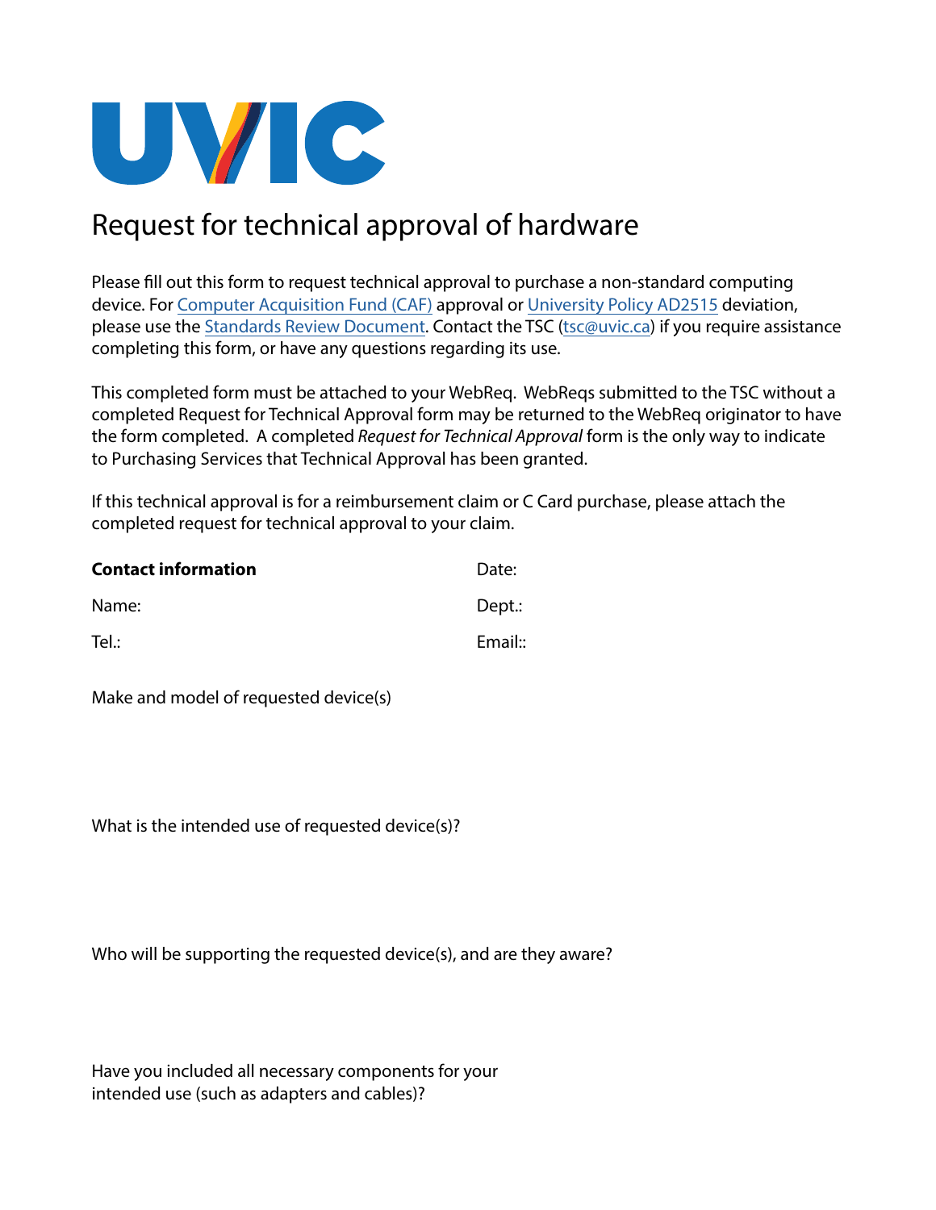UVIC

# Request for technical approval of hardware

Please fill out this form to request technical approval to purchase a non-standard computing device. For [Computer Acquisition Fund (CAF)]() approval or [University Policy AD2515]() deviation, please use the [Standards Review Document](). Contact the TSC ([tsc@uvic.ca]()) if you require assistance completing this form, or have any questions regarding its use.

This completed form must be attached to your WebReq. WebReqs submitted to the TSC without a completed Request for Technical Approval form may be returned to the WebReq originator to have the form completed. A completed *Request for Technical Approval* form is the only way to indicate to Purchasing Services that Technical Approval has been granted.

If this technical approval is for a reimbursement claim or C Card purchase, please attach the completed request for technical approval to your claim.

**Contact information**

Date:

Name:

Dept.:

Tel.:

Email::

Make and model of requested device(s)

What is the intended use of requested device(s)?

Who will be supporting the requested device(s), and are they aware?

Have you included all necessary components for your intended use (such as adapters and cables)?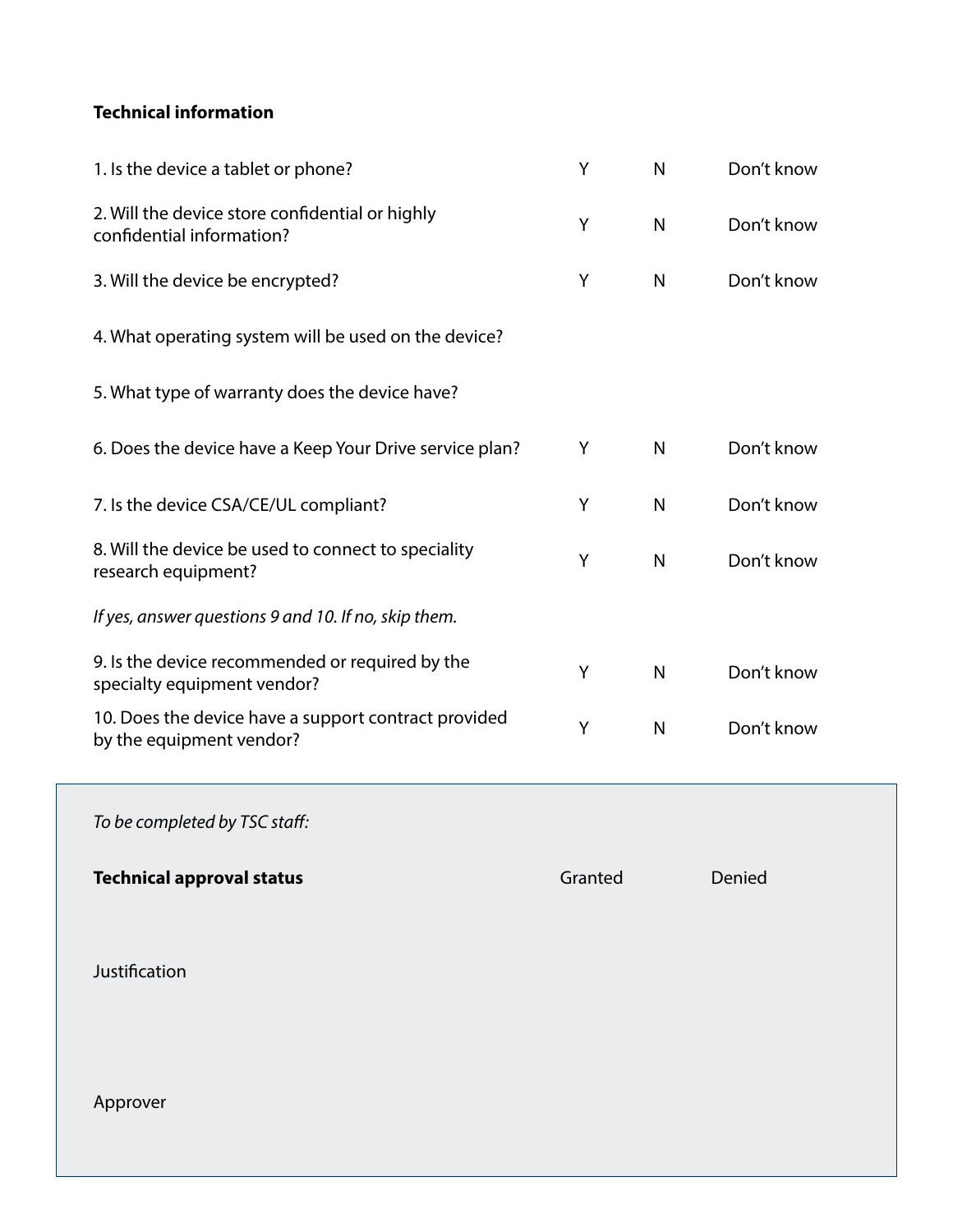**Technical information**

| | | | |
|---|---|---|---|
| 1. Is the device a tablet or phone? | Y | N | Don't know |
| 2. Will the device store confidential or highly confidential information? | Y | N | Don't know |
| 3. Will the device be encrypted? | Y | N | Don't know |
| 4. What operating system will be used on the device? | | | |
| 5. What type of warranty does the device have? | | | |
| 6. Does the device have a Keep Your Drive service plan? | Y | N | Don't know |
| 7. Is the device CSA/CE/UL compliant? | Y | N | Don't know |
| 8. Will the device be used to connect to speciality research equipment? | Y | N | Don't know |

*If yes, answer questions 9 and 10. If no, skip them.*

| | | | |
|---|---|---|---|
| 9. Is the device recommended or required by the specialty equipment vendor? | Y | N | Don't know |
| 10. Does the device have a support contract provided by the equipment vendor? | Y | N | Don't know |

*To be completed by TSC staff:*

**Technical approval status** Granted Denied

Justification

Approver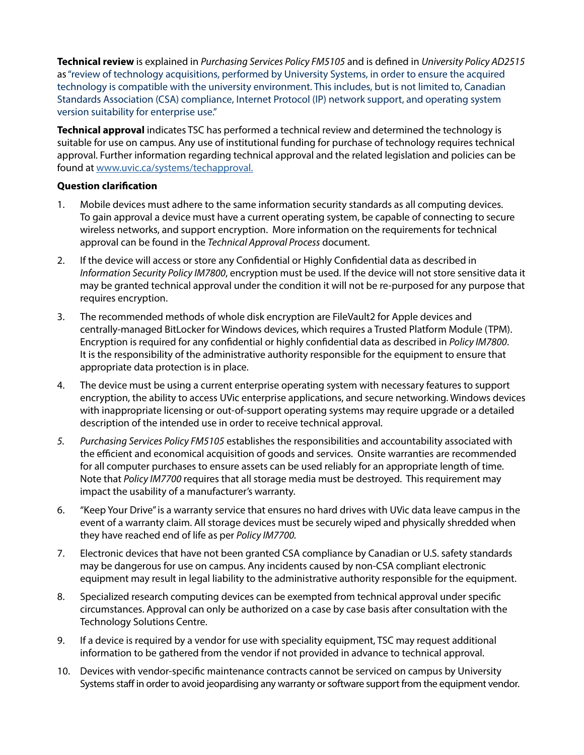**Technical review** is explained in *Purchasing Services Policy FM5105* and is defined in *University Policy AD2515* as "review of technology acquisitions, performed by University Systems, in order to ensure the acquired technology is compatible with the university environment. This includes, but is not limited to, Canadian Standards Association (CSA) compliance, Internet Protocol (IP) network support, and operating system version suitability for enterprise use."

**Technical approval** indicates TSC has performed a technical review and determined the technology is suitable for use on campus. Any use of institutional funding for purchase of technology requires technical approval. Further information regarding technical approval and the related legislation and policies can be found at www.uvic.ca/systems/techapproval.

**Question clarification**

1. Mobile devices must adhere to the same information security standards as all computing devices. To gain approval a device must have a current operating system, be capable of connecting to secure wireless networks, and support encryption. More information on the requirements for technical approval can be found in the *Technical Approval Process* document.
2. If the device will access or store any Confidential or Highly Confidential data as described in *Information Security Policy IM7800*, encryption must be used. If the device will not store sensitive data it may be granted technical approval under the condition it will not be re-purposed for any purpose that requires encryption.
3. The recommended methods of whole disk encryption are FileVault2 for Apple devices and centrally-managed BitLocker for Windows devices, which requires a Trusted Platform Module (TPM). Encryption is required for any confidential or highly confidential data as described in *Policy IM7800*. It is the responsibility of the administrative authority responsible for the equipment to ensure that appropriate data protection is in place.
4. The device must be using a current enterprise operating system with necessary features to support encryption, the ability to access UVic enterprise applications, and secure networking. Windows devices with inappropriate licensing or out-of-support operating systems may require upgrade or a detailed description of the intended use in order to receive technical approval.
5. *Purchasing Services Policy FM5105* establishes the responsibilities and accountability associated with the efficient and economical acquisition of goods and services. Onsite warranties are recommended for all computer purchases to ensure assets can be used reliably for an appropriate length of time. Note that *Policy IM7700* requires that all storage media must be destroyed. This requirement may impact the usability of a manufacturer's warranty.
6. "Keep Your Drive" is a warranty service that ensures no hard drives with UVic data leave campus in the event of a warranty claim. All storage devices must be securely wiped and physically shredded when they have reached end of life as per *Policy IM7700.*
7. Electronic devices that have not been granted CSA compliance by Canadian or U.S. safety standards may be dangerous for use on campus. Any incidents caused by non-CSA compliant electronic equipment may result in legal liability to the administrative authority responsible for the equipment.
8. Specialized research computing devices can be exempted from technical approval under specific circumstances. Approval can only be authorized on a case by case basis after consultation with the Technology Solutions Centre.
9. If a device is required by a vendor for use with speciality equipment, TSC may request additional information to be gathered from the vendor if not provided in advance to technical approval.
10. Devices with vendor-specific maintenance contracts cannot be serviced on campus by University Systems staff in order to avoid jeopardising any warranty or software support from the equipment vendor.